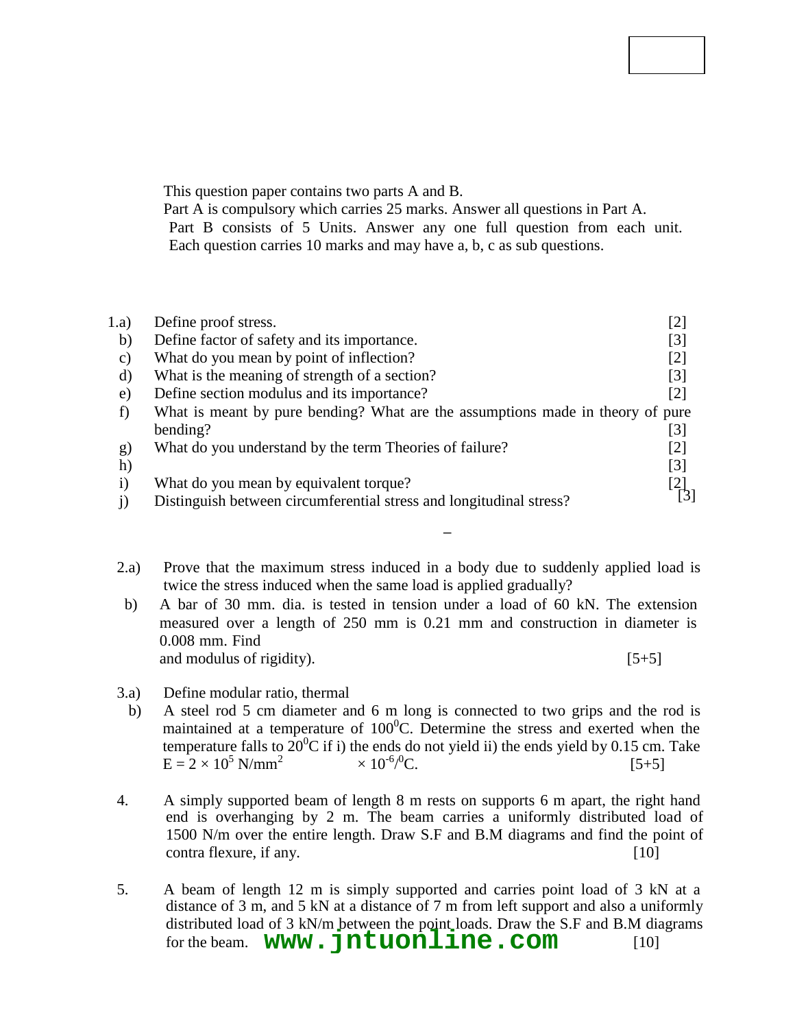This question paper contains two parts A and B.
Part A is compulsory which carries 25 marks. Answer all questions in Part A.
Part B consists of 5 Units. Answer any one full question from each unit. Each question carries 10 marks and may have a, b, c as sub questions.

1.a) Define proof stress. [2]
b) Define factor of safety and its importance. [3]
c) What do you mean by point of inflection? [2]
d) What is the meaning of strength of a section? [3]
e) Define section modulus and its importance? [2]
f) What is meant by pure bending? What are the assumptions made in theory of pure bending? [3]
g) What do you understand by the term Theories of failure? [2]
h) [3]
i) What do you mean by equivalent torque? [2]
j) Distinguish between circumferential stress and longitudinal stress? [3]

–

2.a) Prove that the maximum stress induced in a body due to suddenly applied load is twice the stress induced when the same load is applied gradually?
b) A bar of 30 mm. dia. is tested in tension under a load of 60 kN. The extension measured over a length of 250 mm is 0.21 mm and construction in diameter is 0.008 mm. Find
and modulus of rigidity). [5+5]

3.a) Define modular ratio, thermal
b) A steel rod 5 cm diameter and 6 m long is connected to two grips and the rod is maintained at a temperature of $100^0$C. Determine the stress and exerted when the temperature falls to $20^0$C if i) the ends do not yield ii) the ends yield by 0.15 cm. Take $E = 2 \times 10^5$ N/mm$^2$ $\times 10^{-6}/^0$C. [5+5]

4. A simply supported beam of length 8 m rests on supports 6 m apart, the right hand end is overhanging by 2 m. The beam carries a uniformly distributed load of 1500 N/m over the entire length. Draw S.F and B.M diagrams and find the point of contra flexure, if any. [10]

5. A beam of length 12 m is simply supported and carries point load of 3 kN at a distance of 3 m, and 5 kN at a distance of 7 m from left support and also a uniformly distributed load of 3 kN/m between the point loads. Draw the S.F and B.M diagrams for the beam. **www.jntuonline.com** [10]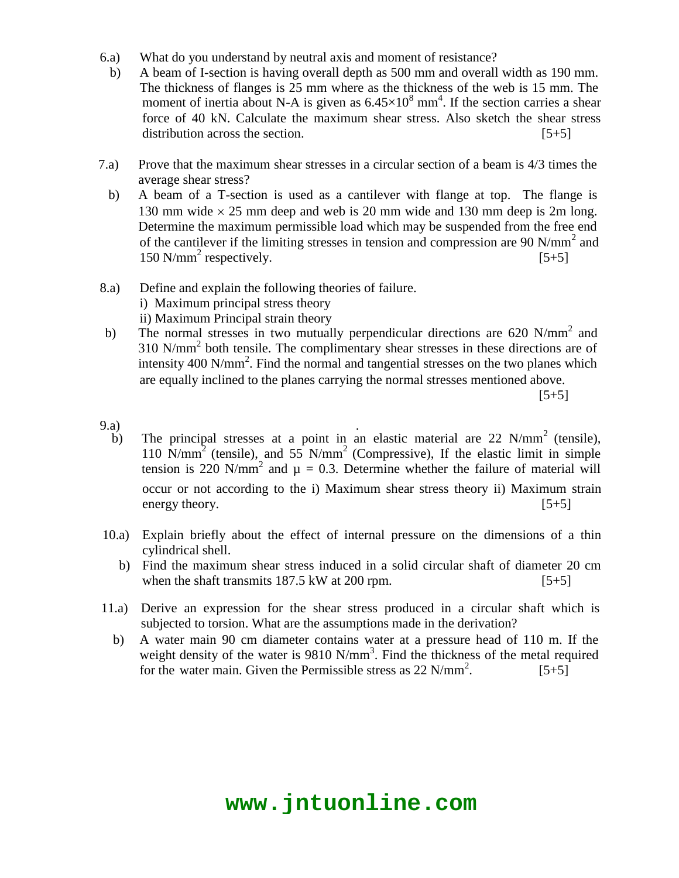6.a) What do you understand by neutral axis and moment of resistance?

b) A beam of I-section is having overall depth as 500 mm and overall width as 190 mm. The thickness of flanges is 25 mm where as the thickness of the web is 15 mm. The moment of inertia about N-A is given as $6.45 \times 10^8$ mm$^4$. If the section carries a shear force of 40 kN. Calculate the maximum shear stress. Also sketch the shear stress distribution across the section. [5+5]

7.a) Prove that the maximum shear stresses in a circular section of a beam is 4/3 times the average shear stress?

b) A beam of a T-section is used as a cantilever with flange at top. The flange is 130 mm wide $\times$ 25 mm deep and web is 20 mm wide and 130 mm deep is 2m long. Determine the maximum permissible load which may be suspended from the free end of the cantilever if the limiting stresses in tension and compression are 90 N/mm$^2$ and 150 N/mm$^2$ respectively. [5+5]

8.a) Define and explain the following theories of failure.

i) Maximum principal stress theory

ii) Maximum Principal strain theory

b) The normal stresses in two mutually perpendicular directions are 620 N/mm$^2$ and 310 N/mm$^2$ both tensile. The complimentary shear stresses in these directions are of intensity 400 N/mm$^2$. Find the normal and tangential stresses on the two planes which are equally inclined to the planes carrying the normal stresses mentioned above. [5+5]

9.a) .

b) The principal stresses at a point in an elastic material are 22 N/mm$^2$ (tensile), 110 N/mm$^2$ (tensile), and 55 N/mm$^2$ (Compressive), If the elastic limit in simple tension is 220 N/mm$^2$ and $\mu = 0.3$. Determine whether the failure of material will occur or not according to the i) Maximum shear stress theory ii) Maximum strain energy theory. [5+5]

10.a) Explain briefly about the effect of internal pressure on the dimensions of a thin cylindrical shell.

b) Find the maximum shear stress induced in a solid circular shaft of diameter 20 cm when the shaft transmits 187.5 kW at 200 rpm. [5+5]

11.a) Derive an expression for the shear stress produced in a circular shaft which is subjected to torsion. What are the assumptions made in the derivation?

b) A water main 90 cm diameter contains water at a pressure head of 110 m. If the weight density of the water is 9810 N/mm$^3$. Find the thickness of the metal required for the water main. Given the Permissible stress as 22 N/mm$^2$. [5+5]

www.jntuonline.com